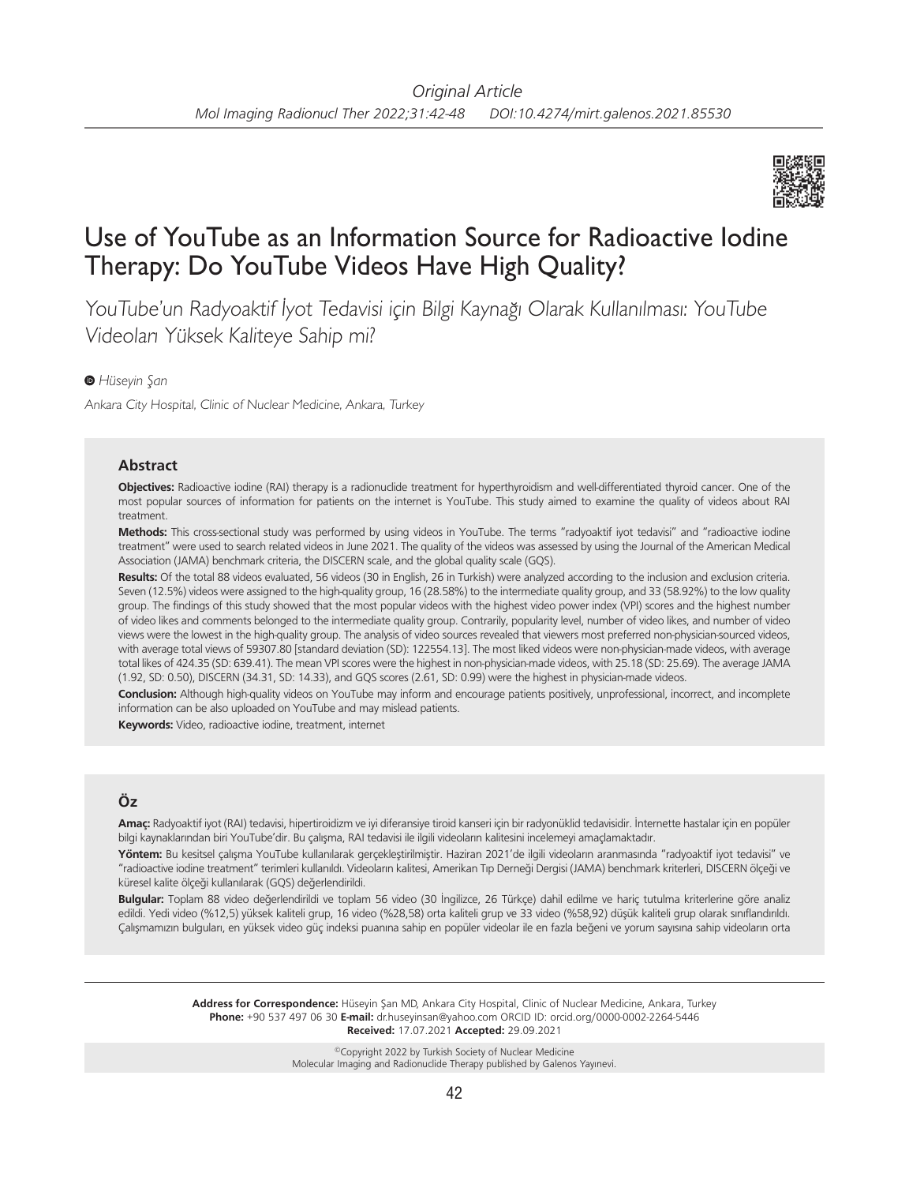*Original Article*

# Use of YouTube as an Information Source for Radioactive Iodine Therapy: Do YouTube Videos Have High Quality?

*YouTube'un Radyoaktif İyot Tedavisi için Bilgi Kaynağı Olarak Kullanılması: YouTube Videoları Yüksek Kaliteye Sahip mi?*

*Hüseyin Şan*

*Ankara City Hospital, Clinic of Nuclear Medicine, Ankara, Turkey*

## Abstract

**Objectives:** Radioactive iodine (RAI) therapy is a radionuclide treatment for hyperthyroidism and well-differentiated thyroid cancer. One of the most popular sources of information for patients on the internet is YouTube. This study aimed to examine the quality of videos about RAI treatment.

**Methods:** This cross-sectional study was performed by using videos in YouTube. The terms "radyoaktif iyot tedavisi" and "radioactive iodine treatment" were used to search related videos in June 2021. The quality of the videos was assessed by using the Journal of the American Medical Association (JAMA) benchmark criteria, the DISCERN scale, and the global quality scale (GQS).

**Results:** Of the total 88 videos evaluated, 56 videos (30 in English, 26 in Turkish) were analyzed according to the inclusion and exclusion criteria. Seven (12.5%) videos were assigned to the high-quality group, 16 (28.58%) to the intermediate quality group, and 33 (58.92%) to the low quality group. The findings of this study showed that the most popular videos with the highest video power index (VPI) scores and the highest number of video likes and comments belonged to the intermediate quality group. Contrarily, popularity level, number of video likes, and number of video views were the lowest in the high-quality group. The analysis of video sources revealed that viewers most preferred non-physician-sourced videos, with average total views of 59307.80 [standard deviation (SD): 122554.13]. The most liked videos were non-physician-made videos, with average total likes of 424.35 (SD: 639.41). The mean VPI scores were the highest in non-physician-made videos, with 25.18 (SD: 25.69). The average JAMA (1.92, SD: 0.50), DISCERN (34.31, SD: 14.33), and GQS scores (2.61, SD: 0.99) were the highest in physician-made videos.

**Conclusion:** Although high-quality videos on YouTube may inform and encourage patients positively, unprofessional, incorrect, and incomplete information can be also uploaded on YouTube and may mislead patients.

**Keywords:** Video, radioactive iodine, treatment, internet

## Öz

**Amaç:** Radyoaktif iyot (RAI) tedavisi, hipertiroidizm ve iyi diferansiye tiroid kanseri için bir radyonüklid tedavisidir. İnternette hastalar için en popüler bilgi kaynaklarından biri YouTube'dir. Bu çalışma, RAI tedavisi ile ilgili videoların kalitesini incelemeyi amaçlamaktadır.

**Yöntem:** Bu kesitsel çalışma YouTube kullanılarak gerçekleştirilmiştir. Haziran 2021'de ilgili videoların aranmasında "radyoaktif iyot tedavisi" ve "radioactive iodine treatment" terimleri kullanıldı. Videoların kalitesi, Amerikan Tıp Derneği Dergisi (JAMA) benchmark kriterleri, DISCERN ölçeği ve küresel kalite ölçeği kullanılarak (GQS) değerlendirildi.

**Bulgular:** Toplam 88 video değerlendirildi ve toplam 56 video (30 İngilizce, 26 Türkçe) dahil edilme ve hariç tutulma kriterlerine göre analiz edildi. Yedi video (%12,5) yüksek kaliteli grup, 16 video (%28,58) orta kaliteli grup ve 33 video (%58,92) düşük kaliteli grup olarak sınıflandırıldı. Çalışmamızın bulguları, en yüksek video güç indeksi puanına sahip en popüler videolar ile en fazla beğeni ve yorum sayısına sahip videoların orta

**Address for Correspondence:** Hüseyin Şan MD, Ankara City Hospital, Clinic of Nuclear Medicine, Ankara, Turkey
**Phone:** +90 537 497 06 30 **E-mail:** dr.huseyinsan@yahoo.com ORCID ID: orcid.org/0000-0002-2264-5446
**Received:** 17.07.2021 **Accepted:** 29.09.2021

©Copyright 2022 by Turkish Society of Nuclear Medicine
Molecular Imaging and Radionuclide Therapy published by Galenos Yayınevi.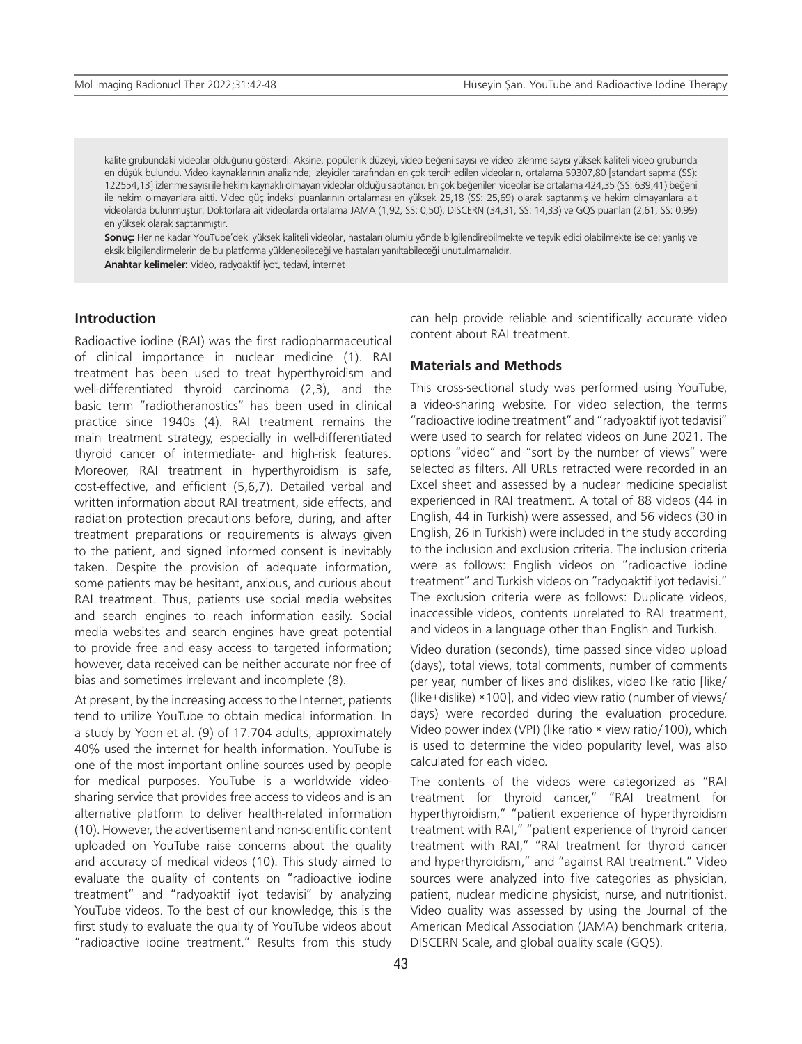kalite grubundaki videolar olduğunu gösterdi. Aksine, popülerlik düzeyi, video beğeni sayısı ve video izlenme sayısı yüksek kaliteli video grubunda en düşük bulundu. Video kaynaklarının analizinde; izleyiciler tarafından en çok tercih edilen videoların, ortalama 59307,80 [standart sapma (SS): 122554,13] izlenme sayısı ile hekim kaynaklı olmayan videolar olduğu saptandı. En çok beğenilen videolar ise ortalama 424,35 (SS: 639,41) beğeni ile hekim olmayanlara aitti. Video güç indeksi puanlarının ortalaması en yüksek 25,18 (SS: 25,69) olarak saptanmış ve hekim olmayanlara ait videolarda bulunmuştur. Doktorlara ait videolarda ortalama JAMA (1,92, SS: 0,50), DISCERN (34,31, SS: 14,33) ve GQS puanları (2,61, SS: 0,99) en yüksek olarak saptanmıştır.

**Sonuç:** Her ne kadar YouTube'deki yüksek kaliteli videolar, hastaları olumlu yönde bilgilendirebilmekte ve teşvik edici olabilmekte ise de; yanlış ve eksik bilgilendirmelerin de bu platforma yüklenebileceği ve hastaları yanıltabileceği unutulmamalıdır.

**Anahtar kelimeler:** Video, radyoaktif iyot, tedavi, internet

## Introduction

Radioactive iodine (RAI) was the first radiopharmaceutical of clinical importance in nuclear medicine (1). RAI treatment has been used to treat hyperthyroidism and well-differentiated thyroid carcinoma (2,3), and the basic term "radiotheranostics" has been used in clinical practice since 1940s (4). RAI treatment remains the main treatment strategy, especially in well-differentiated thyroid cancer of intermediate- and high-risk features. Moreover, RAI treatment in hyperthyroidism is safe, cost-effective, and efficient (5,6,7). Detailed verbal and written information about RAI treatment, side effects, and radiation protection precautions before, during, and after treatment preparations or requirements is always given to the patient, and signed informed consent is inevitably taken. Despite the provision of adequate information, some patients may be hesitant, anxious, and curious about RAI treatment. Thus, patients use social media websites and search engines to reach information easily. Social media websites and search engines have great potential to provide free and easy access to targeted information; however, data received can be neither accurate nor free of bias and sometimes irrelevant and incomplete (8).

At present, by the increasing access to the Internet, patients tend to utilize YouTube to obtain medical information. In a study by Yoon et al. (9) of 17.704 adults, approximately 40% used the internet for health information. YouTube is one of the most important online sources used by people for medical purposes. YouTube is a worldwide video-sharing service that provides free access to videos and is an alternative platform to deliver health-related information (10). However, the advertisement and non-scientific content uploaded on YouTube raise concerns about the quality and accuracy of medical videos (10). This study aimed to evaluate the quality of contents on "radioactive iodine treatment" and "radyoaktif iyot tedavisi" by analyzing YouTube videos. To the best of our knowledge, this is the first study to evaluate the quality of YouTube videos about "radioactive iodine treatment." Results from this study can help provide reliable and scientifically accurate video content about RAI treatment.

## Materials and Methods

This cross-sectional study was performed using YouTube, a video-sharing website. For video selection, the terms "radioactive iodine treatment" and "radyoaktif iyot tedavisi" were used to search for related videos on June 2021. The options "video" and "sort by the number of views" were selected as filters. All URLs retracted were recorded in an Excel sheet and assessed by a nuclear medicine specialist experienced in RAI treatment. A total of 88 videos (44 in English, 44 in Turkish) were assessed, and 56 videos (30 in English, 26 in Turkish) were included in the study according to the inclusion and exclusion criteria. The inclusion criteria were as follows: English videos on "radioactive iodine treatment" and Turkish videos on "radyoaktif iyot tedavisi." The exclusion criteria were as follows: Duplicate videos, inaccessible videos, contents unrelated to RAI treatment, and videos in a language other than English and Turkish.

Video duration (seconds), time passed since video upload (days), total views, total comments, number of comments per year, number of likes and dislikes, video like ratio [like/(like+dislike) ×100], and video view ratio (number of views/days) were recorded during the evaluation procedure. Video power index (VPI) (like ratio × view ratio/100), which is used to determine the video popularity level, was also calculated for each video.

The contents of the videos were categorized as "RAI treatment for thyroid cancer," "RAI treatment for hyperthyroidism," "patient experience of hyperthyroidism treatment with RAI," "patient experience of thyroid cancer treatment with RAI," "RAI treatment for thyroid cancer and hyperthyroidism," and "against RAI treatment." Video sources were analyzed into five categories as physician, patient, nuclear medicine physicist, nurse, and nutritionist. Video quality was assessed by using the Journal of the American Medical Association (JAMA) benchmark criteria, DISCERN Scale, and global quality scale (GQS).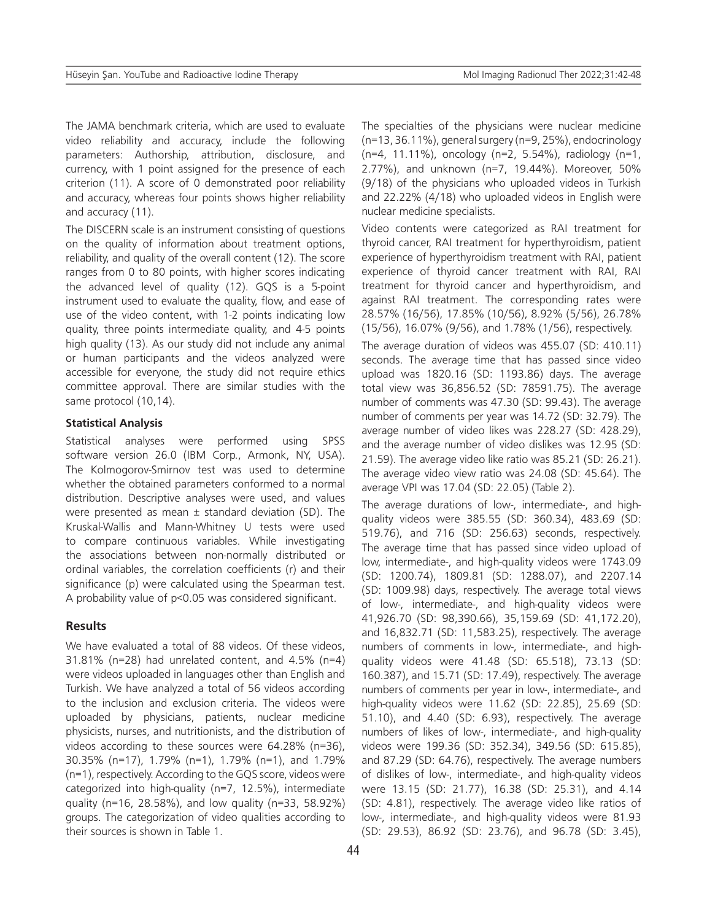The JAMA benchmark criteria, which are used to evaluate video reliability and accuracy, include the following parameters: Authorship, attribution, disclosure, and currency, with 1 point assigned for the presence of each criterion (11). A score of 0 demonstrated poor reliability and accuracy, whereas four points shows higher reliability and accuracy (11).

The DISCERN scale is an instrument consisting of questions on the quality of information about treatment options, reliability, and quality of the overall content (12). The score ranges from 0 to 80 points, with higher scores indicating the advanced level of quality (12). GQS is a 5-point instrument used to evaluate the quality, flow, and ease of use of the video content, with 1-2 points indicating low quality, three points intermediate quality, and 4-5 points high quality (13). As our study did not include any animal or human participants and the videos analyzed were accessible for everyone, the study did not require ethics committee approval. There are similar studies with the same protocol (10,14).

**Statistical Analysis**

Statistical analyses were performed using SPSS software version 26.0 (IBM Corp., Armonk, NY, USA). The Kolmogorov-Smirnov test was used to determine whether the obtained parameters conformed to a normal distribution. Descriptive analyses were used, and values were presented as mean ± standard deviation (SD). The Kruskal-Wallis and Mann-Whitney U tests were used to compare continuous variables. While investigating the associations between non-normally distributed or ordinal variables, the correlation coefficients (r) and their significance (p) were calculated using the Spearman test. A probability value of $p<0.05$ was considered significant.

## Results

We have evaluated a total of 88 videos. Of these videos, 31.81% (n=28) had unrelated content, and 4.5% (n=4) were videos uploaded in languages other than English and Turkish. We have analyzed a total of 56 videos according to the inclusion and exclusion criteria. The videos were uploaded by physicians, patients, nuclear medicine physicists, nurses, and nutritionists, and the distribution of videos according to these sources were 64.28% (n=36), 30.35% (n=17), 1.79% (n=1), 1.79% (n=1), and 1.79% (n=1), respectively. According to the GQS score, videos were categorized into high-quality (n=7, 12.5%), intermediate quality (n=16, 28.58%), and low quality (n=33, 58.92%) groups. The categorization of video qualities according to their sources is shown in Table 1.

The specialties of the physicians were nuclear medicine (n=13, 36.11%), general surgery (n=9, 25%), endocrinology (n=4, 11.11%), oncology (n=2, 5.54%), radiology (n=1, 2.77%), and unknown (n=7, 19.44%). Moreover, 50% (9/18) of the physicians who uploaded videos in Turkish and 22.22% (4/18) who uploaded videos in English were nuclear medicine specialists.

Video contents were categorized as RAI treatment for thyroid cancer, RAI treatment for hyperthyroidism, patient experience of hyperthyroidism treatment with RAI, patient experience of thyroid cancer treatment with RAI, RAI treatment for thyroid cancer and hyperthyroidism, and against RAI treatment. The corresponding rates were 28.57% (16/56), 17.85% (10/56), 8.92% (5/56), 26.78% (15/56), 16.07% (9/56), and 1.78% (1/56), respectively.

The average duration of videos was 455.07 (SD: 410.11) seconds. The average time that has passed since video upload was 1820.16 (SD: 1193.86) days. The average total view was 36,856.52 (SD: 78591.75). The average number of comments was 47.30 (SD: 99.43). The average number of comments per year was 14.72 (SD: 32.79). The average number of video likes was 228.27 (SD: 428.29), and the average number of video dislikes was 12.95 (SD: 21.59). The average video like ratio was 85.21 (SD: 26.21). The average video view ratio was 24.08 (SD: 45.64). The average VPI was 17.04 (SD: 22.05) (Table 2).

The average durations of low-, intermediate-, and high-quality videos were 385.55 (SD: 360.34), 483.69 (SD: 519.76), and 716 (SD: 256.63) seconds, respectively. The average time that has passed since video upload of low, intermediate-, and high-quality videos were 1743.09 (SD: 1200.74), 1809.81 (SD: 1288.07), and 2207.14 (SD: 1009.98) days, respectively. The average total views of low-, intermediate-, and high-quality videos were 41,926.70 (SD: 98,390.66), 35,159.69 (SD: 41,172.20), and 16,832.71 (SD: 11,583.25), respectively. The average numbers of comments in low-, intermediate-, and high-quality videos were 41.48 (SD: 65.518), 73.13 (SD: 160.387), and 15.71 (SD: 17.49), respectively. The average numbers of comments per year in low-, intermediate-, and high-quality videos were 11.62 (SD: 22.85), 25.69 (SD: 51.10), and 4.40 (SD: 6.93), respectively. The average numbers of likes of low-, intermediate-, and high-quality videos were 199.36 (SD: 352.34), 349.56 (SD: 615.85), and 87.29 (SD: 64.76), respectively. The average numbers of dislikes of low-, intermediate-, and high-quality videos were 13.15 (SD: 21.77), 16.38 (SD: 25.31), and 4.14 (SD: 4.81), respectively. The average video like ratios of low-, intermediate-, and high-quality videos were 81.93 (SD: 29.53), 86.92 (SD: 23.76), and 96.78 (SD: 3.45),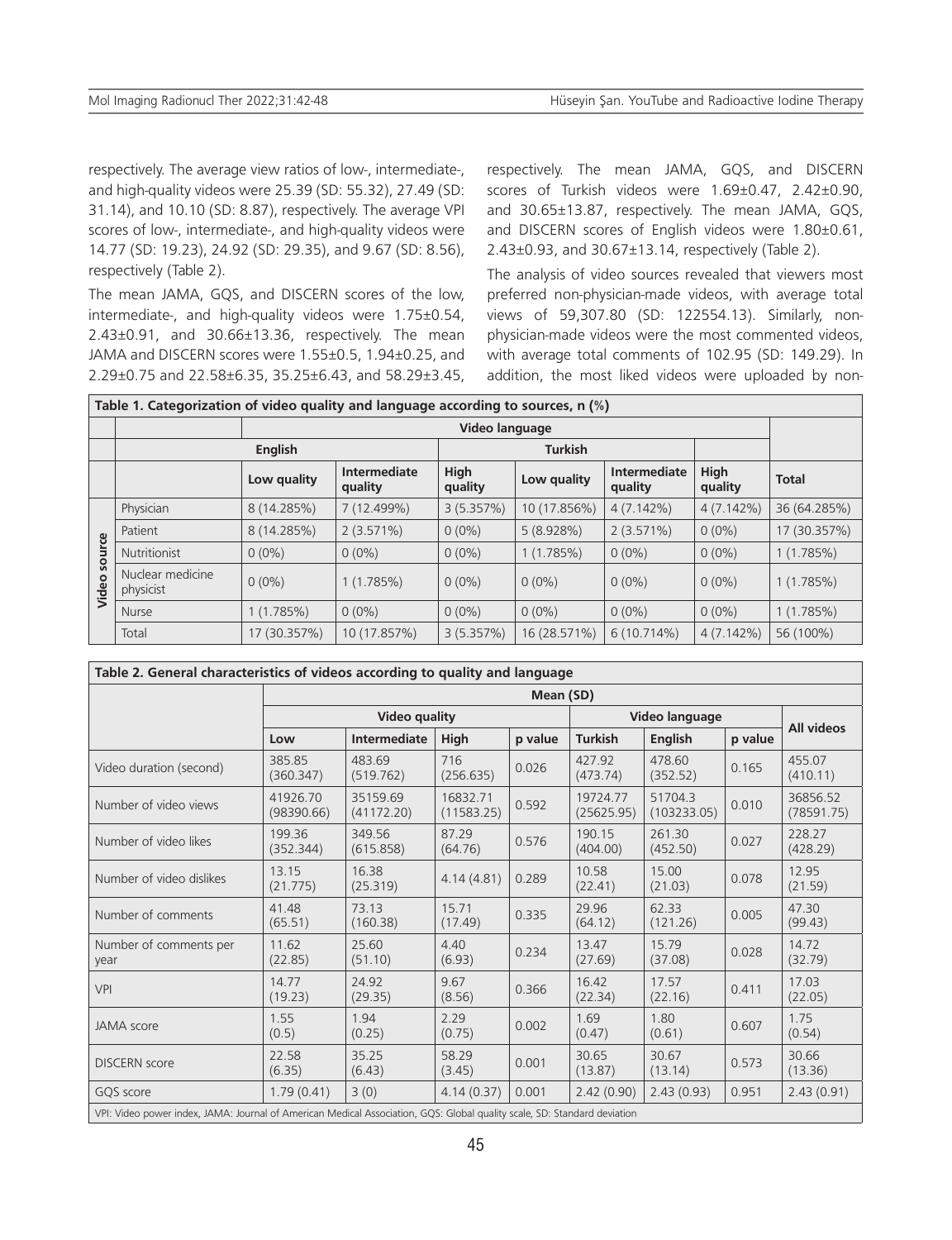respectively. The average view ratios of low-, intermediate-, and high-quality videos were 25.39 (SD: 55.32), 27.49 (SD: 31.14), and 10.10 (SD: 8.87), respectively. The average VPI scores of low-, intermediate-, and high-quality videos were 14.77 (SD: 19.23), 24.92 (SD: 29.35), and 9.67 (SD: 8.56), respectively (Table 2).

The mean JAMA, GQS, and DISCERN scores of the low, intermediate-, and high-quality videos were 1.75±0.54, 2.43±0.91, and 30.66±13.36, respectively. The mean JAMA and DISCERN scores were 1.55±0.5, 1.94±0.25, and 2.29±0.75 and 22.58±6.35, 35.25±6.43, and 58.29±3.45, respectively. The mean JAMA, GQS, and DISCERN scores of Turkish videos were 1.69±0.47, 2.42±0.90, and 30.65±13.87, respectively. The mean JAMA, GQS, and DISCERN scores of English videos were 1.80±0.61, 2.43±0.93, and 30.67±13.14, respectively (Table 2).

The analysis of video sources revealed that viewers most preferred non-physician-made videos, with average total views of 59,307.80 (SD: 122554.13). Similarly, non-physician-made videos were the most commented videos, with average total comments of 102.95 (SD: 149.29). In addition, the most liked videos were uploaded by non-

**Table 1. Categorization of video quality and language according to sources, n (%)**

| | | Video language | | | | | | |
|---|---|---|---|---|---|---|---|---|
| | | English | | | Turkish | | | |
| | | Low quality | Intermediate quality | High quality | Low quality | Intermediate quality | High quality | Total |
| Video source | Physician | 8 (14.285%) | 7 (12.499%) | 3 (5.357%) | 10 (17.856%) | 4 (7.142%) | 4 (7.142%) | 36 (64.285%) |
| | Patient | 8 (14.285%) | 2 (3.571%) | 0 (0%) | 5 (8.928%) | 2 (3.571%) | 0 (0%) | 17 (30.357%) |
| | Nutritionist | 0 (0%) | 0 (0%) | 0 (0%) | 1 (1.785%) | 0 (0%) | 0 (0%) | 1 (1.785%) |
| | Nuclear medicine physicist | 0 (0%) | 1 (1.785%) | 0 (0%) | 0 (0%) | 0 (0%) | 0 (0%) | 1 (1.785%) |
| | Nurse | 1 (1.785%) | 0 (0%) | 0 (0%) | 0 (0%) | 0 (0%) | 0 (0%) | 1 (1.785%) |
| | Total | 17 (30.357%) | 10 (17.857%) | 3 (5.357%) | 16 (28.571%) | 6 (10.714%) | 4 (7.142%) | 56 (100%) |

**Table 2. General characteristics of videos according to quality and language**

| | Mean (SD) | | | | | | | |
|---|---|---|---|---|---|---|---|---|
| | Video quality | | | | Video language | | | All videos |
| | Low | Intermediate | High | p value | Turkish | English | p value | |
| Video duration (second) | 385.85 (360.347) | 483.69 (519.762) | 716 (256.635) | 0.026 | 427.92 (473.74) | 478.60 (352.52) | 0.165 | 455.07 (410.11) |
| Number of video views | 41926.70 (98390.66) | 35159.69 (41172.20) | 16832.71 (11583.25) | 0.592 | 19724.77 (25625.95) | 51704.3 (103233.05) | 0.010 | 36856.52 (78591.75) |
| Number of video likes | 199.36 (352.344) | 349.56 (615.858) | 87.29 (64.76) | 0.576 | 190.15 (404.00) | 261.30 (452.50) | 0.027 | 228.27 (428.29) |
| Number of video dislikes | 13.15 (21.775) | 16.38 (25.319) | 4.14 (4.81) | 0.289 | 10.58 (22.41) | 15.00 (21.03) | 0.078 | 12.95 (21.59) |
| Number of comments | 41.48 (65.51) | 73.13 (160.38) | 15.71 (17.49) | 0.335 | 29.96 (64.12) | 62.33 (121.26) | 0.005 | 47.30 (99.43) |
| Number of comments per year | 11.62 (22.85) | 25.60 (51.10) | 4.40 (6.93) | 0.234 | 13.47 (27.69) | 15.79 (37.08) | 0.028 | 14.72 (32.79) |
| VPI | 14.77 (19.23) | 24.92 (29.35) | 9.67 (8.56) | 0.366 | 16.42 (22.34) | 17.57 (22.16) | 0.411 | 17.03 (22.05) |
| JAMA score | 1.55 (0.5) | 1.94 (0.25) | 2.29 (0.75) | 0.002 | 1.69 (0.47) | 1.80 (0.61) | 0.607 | 1.75 (0.54) |
| DISCERN score | 22.58 (6.35) | 35.25 (6.43) | 58.29 (3.45) | 0.001 | 30.65 (13.87) | 30.67 (13.14) | 0.573 | 30.66 (13.36) |
| GQS score | 1.79 (0.41) | 3 (0) | 4.14 (0.37) | 0.001 | 2.42 (0.90) | 2.43 (0.93) | 0.951 | 2.43 (0.91) |

VPI: Video power index, JAMA: Journal of American Medical Association, GQS: Global quality scale, SD: Standard deviation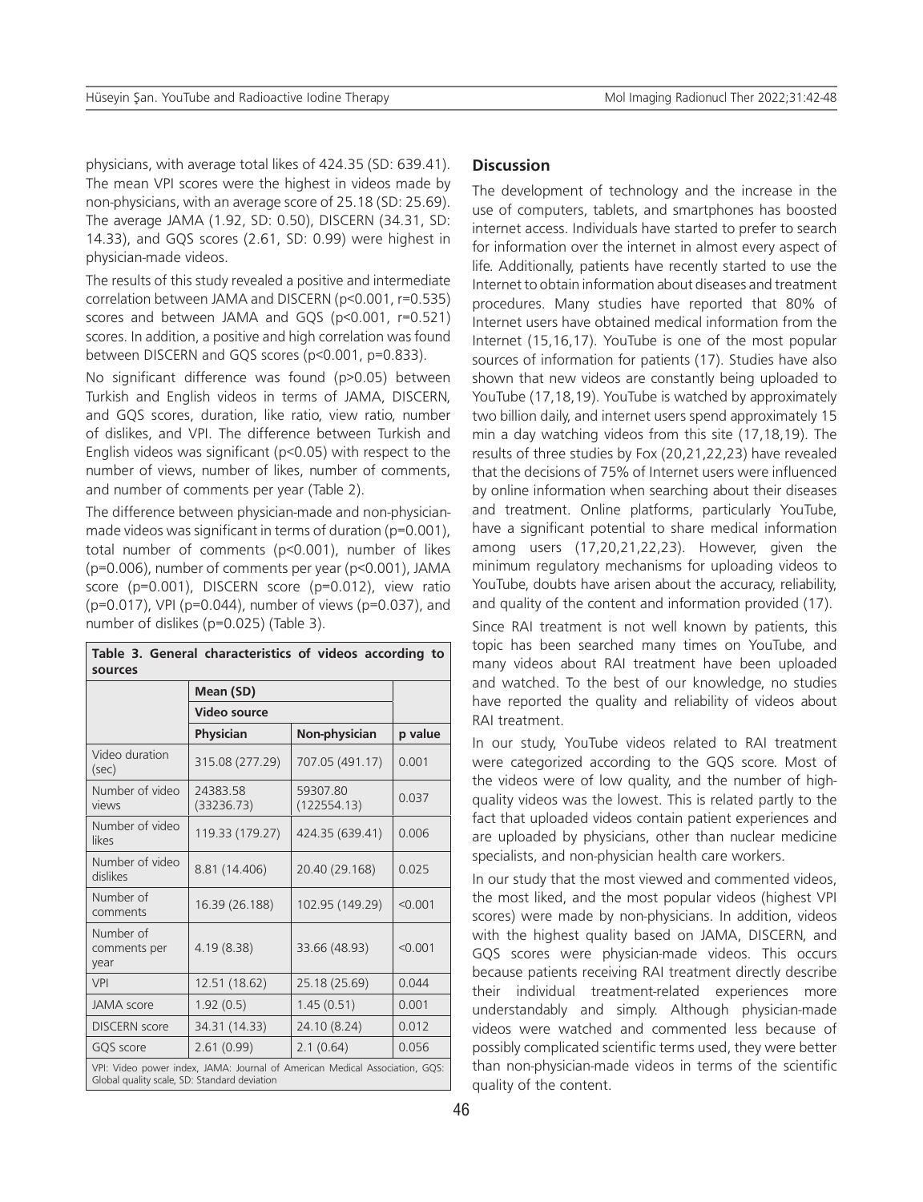physicians, with average total likes of 424.35 (SD: 639.41). The mean VPI scores were the highest in videos made by non-physicians, with an average score of 25.18 (SD: 25.69). The average JAMA (1.92, SD: 0.50), DISCERN (34.31, SD: 14.33), and GQS scores (2.61, SD: 0.99) were highest in physician-made videos.

The results of this study revealed a positive and intermediate correlation between JAMA and DISCERN ($p<0.001$, $r=0.535$) scores and between JAMA and GQS ($p<0.001$, $r=0.521$) scores. In addition, a positive and high correlation was found between DISCERN and GQS scores ($p<0.001$, $p=0.833$).

No significant difference was found ($p>0.05$) between Turkish and English videos in terms of JAMA, DISCERN, and GQS scores, duration, like ratio, view ratio, number of dislikes, and VPI. The difference between Turkish and English videos was significant ($p<0.05$) with respect to the number of views, number of likes, number of comments, and number of comments per year (Table 2).

The difference between physician-made and non-physician-made videos was significant in terms of duration ($p=0.001$), total number of comments ($p<0.001$), number of likes ($p=0.006$), number of comments per year ($p<0.001$), JAMA score ($p=0.001$), DISCERN score ($p=0.012$), view ratio ($p=0.017$), VPI ($p=0.044$), number of views ($p=0.037$), and number of dislikes ($p=0.025$) (Table 3).

**Table 3. General characteristics of videos according to sources**

| | Mean (SD) | | |
|---|---|---|---|
| | Video source | | |
| | Physician | Non-physician | p value |
| Video duration (sec) | 315.08 (277.29) | 707.05 (491.17) | 0.001 |
| Number of video views | 24383.58 (33236.73) | 59307.80 (122554.13) | 0.037 |
| Number of video likes | 119.33 (179.27) | 424.35 (639.41) | 0.006 |
| Number of video dislikes | 8.81 (14.406) | 20.40 (29.168) | 0.025 |
| Number of comments | 16.39 (26.188) | 102.95 (149.29) | <0.001 |
| Number of comments per year | 4.19 (8.38) | 33.66 (48.93) | <0.001 |
| VPI | 12.51 (18.62) | 25.18 (25.69) | 0.044 |
| JAMA score | 1.92 (0.5) | 1.45 (0.51) | 0.001 |
| DISCERN score | 34.31 (14.33) | 24.10 (8.24) | 0.012 |
| GQS score | 2.61 (0.99) | 2.1 (0.64) | 0.056 |

VPI: Video power index, JAMA: Journal of American Medical Association, GQS: Global quality scale, SD: Standard deviation

## Discussion

The development of technology and the increase in the use of computers, tablets, and smartphones has boosted internet access. Individuals have started to prefer to search for information over the internet in almost every aspect of life. Additionally, patients have recently started to use the Internet to obtain information about diseases and treatment procedures. Many studies have reported that 80% of Internet users have obtained medical information from the Internet (15,16,17). YouTube is one of the most popular sources of information for patients (17). Studies have also shown that new videos are constantly being uploaded to YouTube (17,18,19). YouTube is watched by approximately two billion daily, and internet users spend approximately 15 min a day watching videos from this site (17,18,19). The results of three studies by Fox (20,21,22,23) have revealed that the decisions of 75% of Internet users were influenced by online information when searching about their diseases and treatment. Online platforms, particularly YouTube, have a significant potential to share medical information among users (17,20,21,22,23). However, given the minimum regulatory mechanisms for uploading videos to YouTube, doubts have arisen about the accuracy, reliability, and quality of the content and information provided (17).

Since RAI treatment is not well known by patients, this topic has been searched many times on YouTube, and many videos about RAI treatment have been uploaded and watched. To the best of our knowledge, no studies have reported the quality and reliability of videos about RAI treatment.

In our study, YouTube videos related to RAI treatment were categorized according to the GQS score. Most of the videos were of low quality, and the number of high-quality videos was the lowest. This is related partly to the fact that uploaded videos contain patient experiences and are uploaded by physicians, other than nuclear medicine specialists, and non-physician health care workers.

In our study that the most viewed and commented videos, the most liked, and the most popular videos (highest VPI scores) were made by non-physicians. In addition, videos with the highest quality based on JAMA, DISCERN, and GQS scores were physician-made videos. This occurs because patients receiving RAI treatment directly describe their individual treatment-related experiences more understandably and simply. Although physician-made videos were watched and commented less because of possibly complicated scientific terms used, they were better than non-physician-made videos in terms of the scientific quality of the content.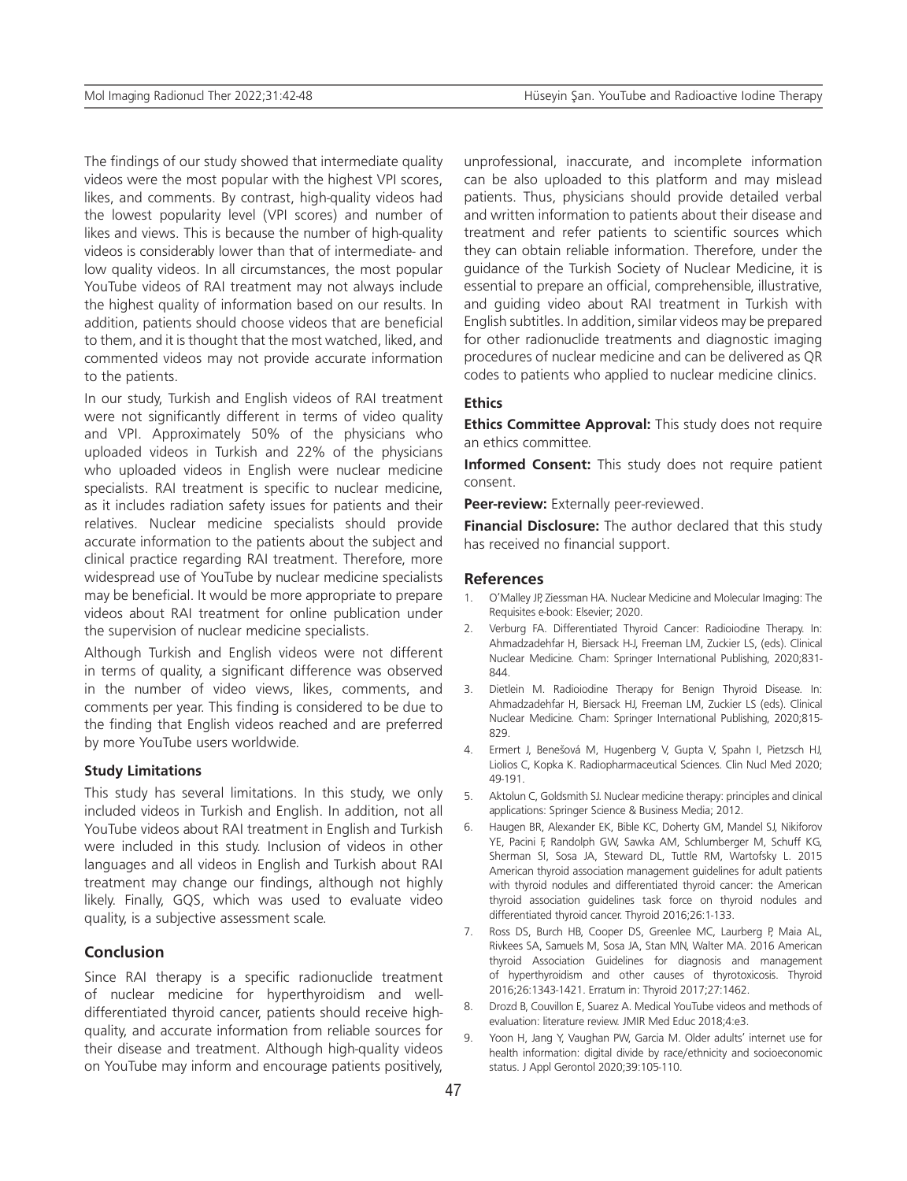The findings of our study showed that intermediate quality videos were the most popular with the highest VPI scores, likes, and comments. By contrast, high-quality videos had the lowest popularity level (VPI scores) and number of likes and views. This is because the number of high-quality videos is considerably lower than that of intermediate- and low quality videos. In all circumstances, the most popular YouTube videos of RAI treatment may not always include the highest quality of information based on our results. In addition, patients should choose videos that are beneficial to them, and it is thought that the most watched, liked, and commented videos may not provide accurate information to the patients.

In our study, Turkish and English videos of RAI treatment were not significantly different in terms of video quality and VPI. Approximately 50% of the physicians who uploaded videos in Turkish and 22% of the physicians who uploaded videos in English were nuclear medicine specialists. RAI treatment is specific to nuclear medicine, as it includes radiation safety issues for patients and their relatives. Nuclear medicine specialists should provide accurate information to the patients about the subject and clinical practice regarding RAI treatment. Therefore, more widespread use of YouTube by nuclear medicine specialists may be beneficial. It would be more appropriate to prepare videos about RAI treatment for online publication under the supervision of nuclear medicine specialists.

Although Turkish and English videos were not different in terms of quality, a significant difference was observed in the number of video views, likes, comments, and comments per year. This finding is considered to be due to the finding that English videos reached and are preferred by more YouTube users worldwide.

### Study Limitations

This study has several limitations. In this study, we only included videos in Turkish and English. In addition, not all YouTube videos about RAI treatment in English and Turkish were included in this study. Inclusion of videos in other languages and all videos in English and Turkish about RAI treatment may change our findings, although not highly likely. Finally, GQS, which was used to evaluate video quality, is a subjective assessment scale.

## Conclusion

Since RAI therapy is a specific radionuclide treatment of nuclear medicine for hyperthyroidism and well-differentiated thyroid cancer, patients should receive high-quality, and accurate information from reliable sources for their disease and treatment. Although high-quality videos on YouTube may inform and encourage patients positively, unprofessional, inaccurate, and incomplete information can be also uploaded to this platform and may mislead patients. Thus, physicians should provide detailed verbal and written information to patients about their disease and treatment and refer patients to scientific sources which they can obtain reliable information. Therefore, under the guidance of the Turkish Society of Nuclear Medicine, it is essential to prepare an official, comprehensible, illustrative, and guiding video about RAI treatment in Turkish with English subtitles. In addition, similar videos may be prepared for other radionuclide treatments and diagnostic imaging procedures of nuclear medicine and can be delivered as QR codes to patients who applied to nuclear medicine clinics.

### Ethics

**Ethics Committee Approval:** This study does not require an ethics committee.

**Informed Consent:** This study does not require patient consent.

**Peer-review:** Externally peer-reviewed.

**Financial Disclosure:** The author declared that this study has received no financial support.

## References

1. O'Malley JP, Ziessman HA. Nuclear Medicine and Molecular Imaging: The Requisites e-book: Elsevier; 2020.
2. Verburg FA. Differentiated Thyroid Cancer: Radioiodine Therapy. In: Ahmadzadehfar H, Biersack H-J, Freeman LM, Zuckier LS, (eds). Clinical Nuclear Medicine. Cham: Springer International Publishing, 2020;831-844.
3. Dietlein M. Radioiodine Therapy for Benign Thyroid Disease. In: Ahmadzadehfar H, Biersack HJ, Freeman LM, Zuckier LS (eds). Clinical Nuclear Medicine. Cham: Springer International Publishing, 2020;815-829.
4. Ermert J, Benešová M, Hugenberg V, Gupta V, Spahn I, Pietzsch HJ, Liolios C, Kopka K. Radiopharmaceutical Sciences. Clin Nucl Med 2020; 49-191.
5. Aktolun C, Goldsmith SJ. Nuclear medicine therapy: principles and clinical applications: Springer Science & Business Media; 2012.
6. Haugen BR, Alexander EK, Bible KC, Doherty GM, Mandel SJ, Nikiforov YE, Pacini F, Randolph GW, Sawka AM, Schlumberger M, Schuff KG, Sherman SI, Sosa JA, Steward DL, Tuttle RM, Wartofsky L. 2015 American thyroid association management guidelines for adult patients with thyroid nodules and differentiated thyroid cancer: the American thyroid association guidelines task force on thyroid nodules and differentiated thyroid cancer. Thyroid 2016;26:1-133.
7. Ross DS, Burch HB, Cooper DS, Greenlee MC, Laurberg P, Maia AL, Rivkees SA, Samuels M, Sosa JA, Stan MN, Walter MA. 2016 American thyroid Association Guidelines for diagnosis and management of hyperthyroidism and other causes of thyrotoxicosis. Thyroid 2016;26:1343-1421. Erratum in: Thyroid 2017;27:1462.
8. Drozd B, Couvillon E, Suarez A. Medical YouTube videos and methods of evaluation: literature review. JMIR Med Educ 2018;4:e3.
9. Yoon H, Jang Y, Vaughan PW, Garcia M. Older adults' internet use for health information: digital divide by race/ethnicity and socioeconomic status. J Appl Gerontol 2020;39:105-110.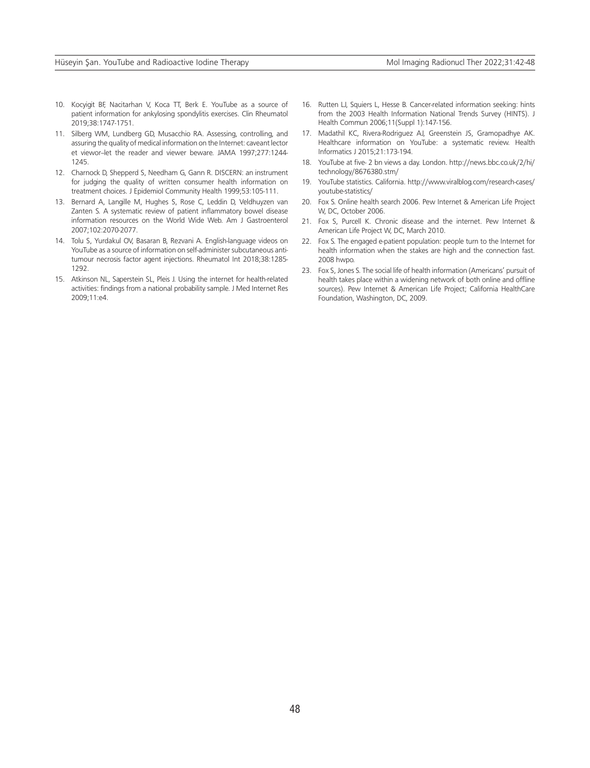10. Kocyigit BF, Nacitarhan V, Koca TT, Berk E. YouTube as a source of patient information for ankylosing spondylitis exercises. Clin Rheumatol 2019;38:1747-1751.
11. Silberg WM, Lundberg GD, Musacchio RA. Assessing, controlling, and assuring the quality of medical information on the Internet: caveant lector et viewor–let the reader and viewer beware. JAMA 1997;277:1244-1245.
12. Charnock D, Shepperd S, Needham G, Gann R. DISCERN: an instrument for judging the quality of written consumer health information on treatment choices. J Epidemiol Community Health 1999;53:105-111.
13. Bernard A, Langille M, Hughes S, Rose C, Leddin D, Veldhuyzen van Zanten S. A systematic review of patient inflammatory bowel disease information resources on the World Wide Web. Am J Gastroenterol 2007;102:2070-2077.
14. Tolu S, Yurdakul OV, Basaran B, Rezvani A. English-language videos on YouTube as a source of information on self-administer subcutaneous anti-tumour necrosis factor agent injections. Rheumatol Int 2018;38:1285-1292.
15. Atkinson NL, Saperstein SL, Pleis J. Using the internet for health-related activities: findings from a national probability sample. J Med Internet Res 2009;11:e4.
16. Rutten LJ, Squiers L, Hesse B. Cancer-related information seeking: hints from the 2003 Health Information National Trends Survey (HINTS). J Health Commun 2006;11(Suppl 1):147-156.
17. Madathil KC, Rivera-Rodriguez AJ, Greenstein JS, Gramopadhye AK. Healthcare information on YouTube: a systematic review. Health Informatics J 2015;21:173-194.
18. YouTube at five- 2 bn views a day. London. http://news.bbc.co.uk/2/hi/technology/8676380.stm/
19. YouTube statistics. California. http://www.viralblog.com/research-cases/youtube-statistics/
20. Fox S. Online health search 2006. Pew Internet & American Life Project W, DC, October 2006.
21. Fox S, Purcell K. Chronic disease and the internet. Pew Internet & American Life Project W, DC, March 2010.
22. Fox S. The engaged e-patient population: people turn to the Internet for health information when the stakes are high and the connection fast. 2008 hwpo.
23. Fox S, Jones S. The social life of health information (Americans' pursuit of health takes place within a widening network of both online and offline sources). Pew Internet & American Life Project; California HealthCare Foundation, Washington, DC, 2009.